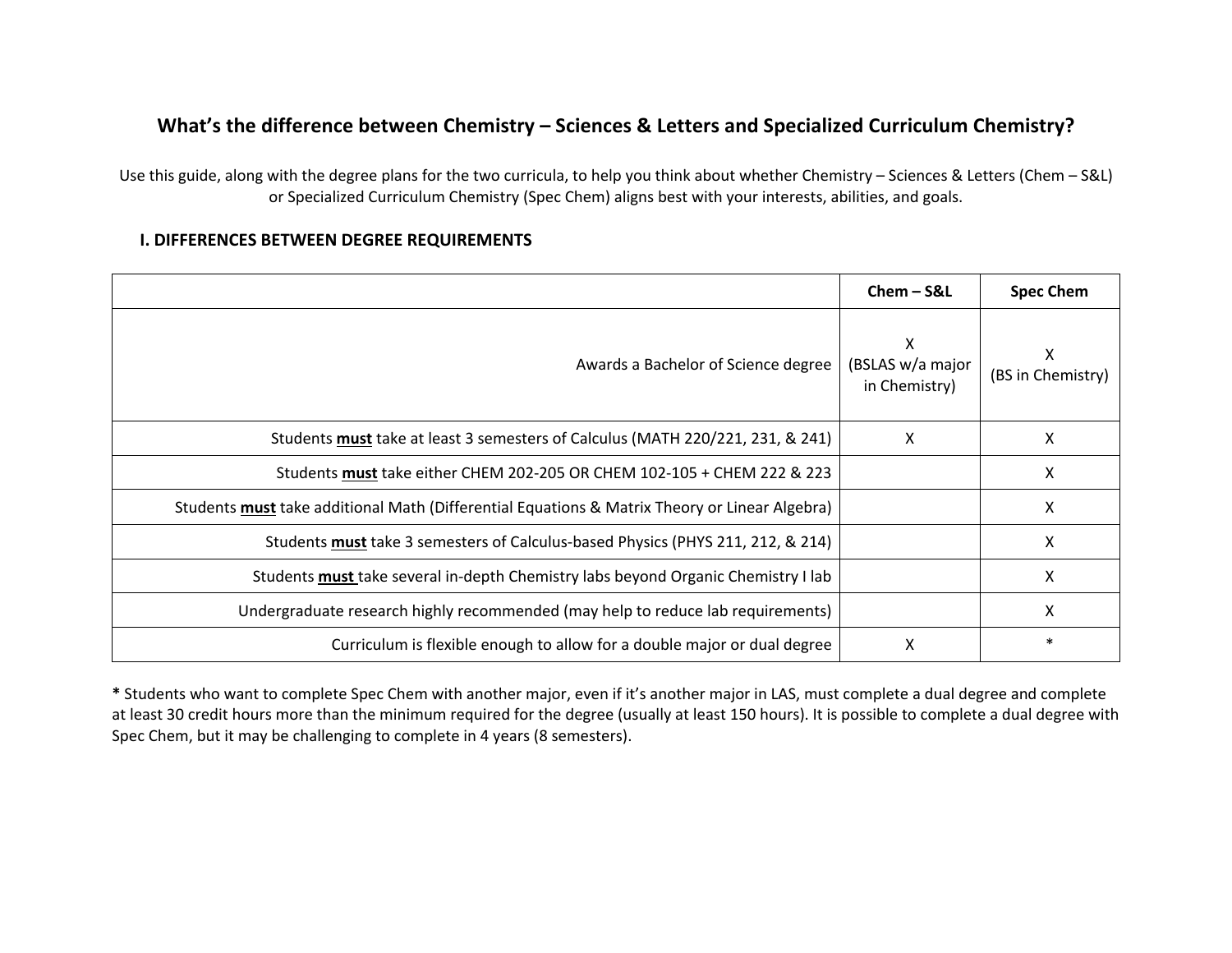# What's the difference between Chemistry – Sciences & Letters and Specialized Curriculum Chemistry?

Use this guide, along with the degree plans for the two curricula, to help you think about whether Chemistry – Sciences & Letters (Chem – S&L) or Specialized Curriculum Chemistry (Spec Chem) aligns best with your interests, abilities, and goals.

## I. DIFFERENCES BETWEEN DEGREE REQUIREMENTS

| | Chem – S&L | Spec Chem |
|---|---|---|
| Awards a Bachelor of Science degree | X (BSLAS w/a major in Chemistry) | X (BS in Chemistry) |
| Students **must** take at least 3 semesters of Calculus (MATH 220/221, 231, & 241) | X | X |
| Students **must** take either CHEM 202-205 OR CHEM 102-105 + CHEM 222 & 223 | | X |
| Students **must** take additional Math (Differential Equations & Matrix Theory or Linear Algebra) | | X |
| Students **must** take 3 semesters of Calculus-based Physics (PHYS 211, 212, & 214) | | X |
| Students **must** take several in-depth Chemistry labs beyond Organic Chemistry I lab | | X |
| Undergraduate research highly recommended (may help to reduce lab requirements) | | X |
| Curriculum is flexible enough to allow for a double major or dual degree | X | * |

**\*** Students who want to complete Spec Chem with another major, even if it's another major in LAS, must complete a dual degree and complete at least 30 credit hours more than the minimum required for the degree (usually at least 150 hours). It is possible to complete a dual degree with Spec Chem, but it may be challenging to complete in 4 years (8 semesters).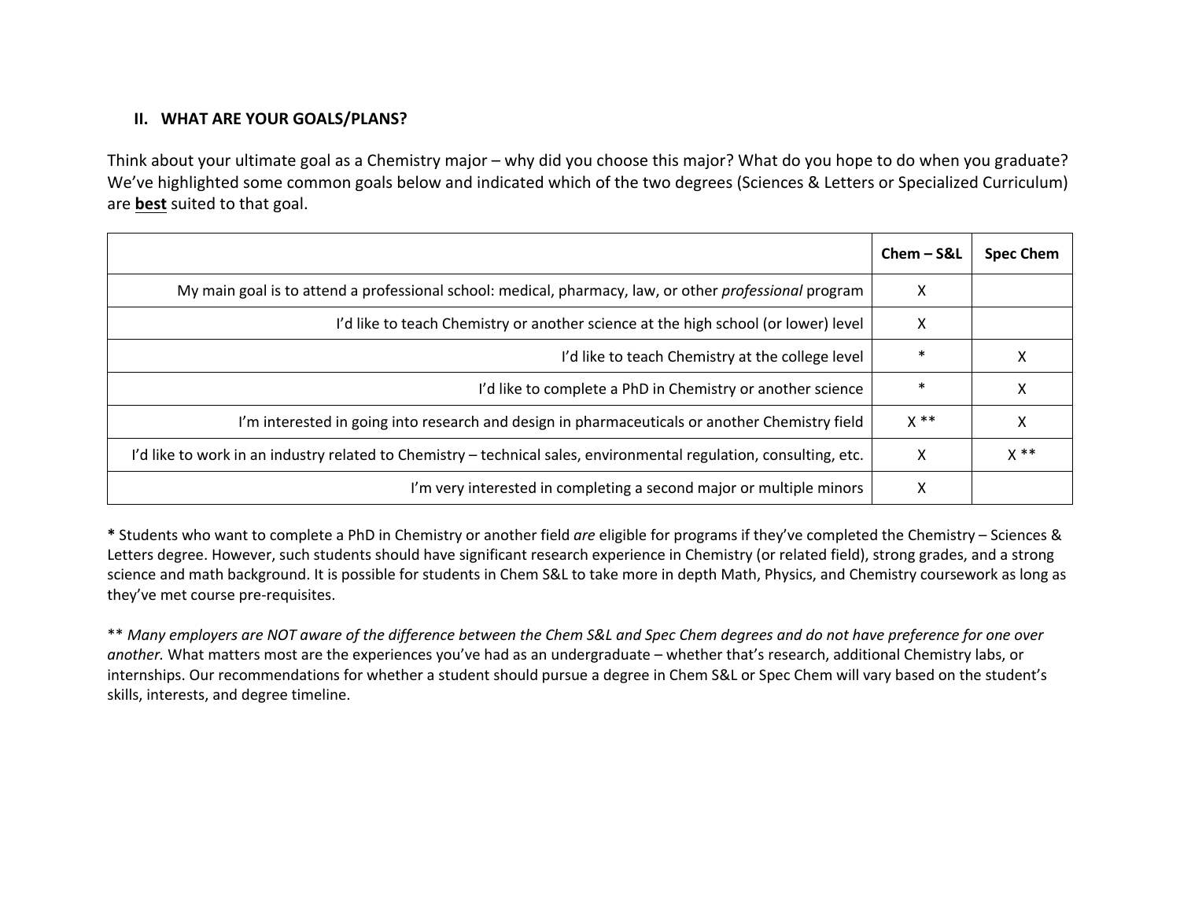## II. WHAT ARE YOUR GOALS/PLANS?

Think about your ultimate goal as a Chemistry major – why did you choose this major? What do you hope to do when you graduate? We've highlighted some common goals below and indicated which of the two degrees (Sciences & Letters or Specialized Curriculum) are **best** suited to that goal.

| | **Chem – S&L** | **Spec Chem** |
|---|---|---|
| My main goal is to attend a professional school: medical, pharmacy, law, or other *professional* program | X | |
| I'd like to teach Chemistry or another science at the high school (or lower) level | X | |
| I'd like to teach Chemistry at the college level | * | X |
| I'd like to complete a PhD in Chemistry or another science | * | X |
| I'm interested in going into research and design in pharmaceuticals or another Chemistry field | X ** | X |
| I'd like to work in an industry related to Chemistry – technical sales, environmental regulation, consulting, etc. | X | X ** |
| I'm very interested in completing a second major or multiple minors | X | |

**\*** Students who want to complete a PhD in Chemistry or another field *are* eligible for programs if they've completed the Chemistry – Sciences & Letters degree. However, such students should have significant research experience in Chemistry (or related field), strong grades, and a strong science and math background. It is possible for students in Chem S&L to take more in depth Math, Physics, and Chemistry coursework as long as they've met course pre-requisites.

** *Many employers are NOT aware of the difference between the Chem S&L and Spec Chem degrees and do not have preference for one over another.* What matters most are the experiences you've had as an undergraduate – whether that's research, additional Chemistry labs, or internships. Our recommendations for whether a student should pursue a degree in Chem S&L or Spec Chem will vary based on the student's skills, interests, and degree timeline.